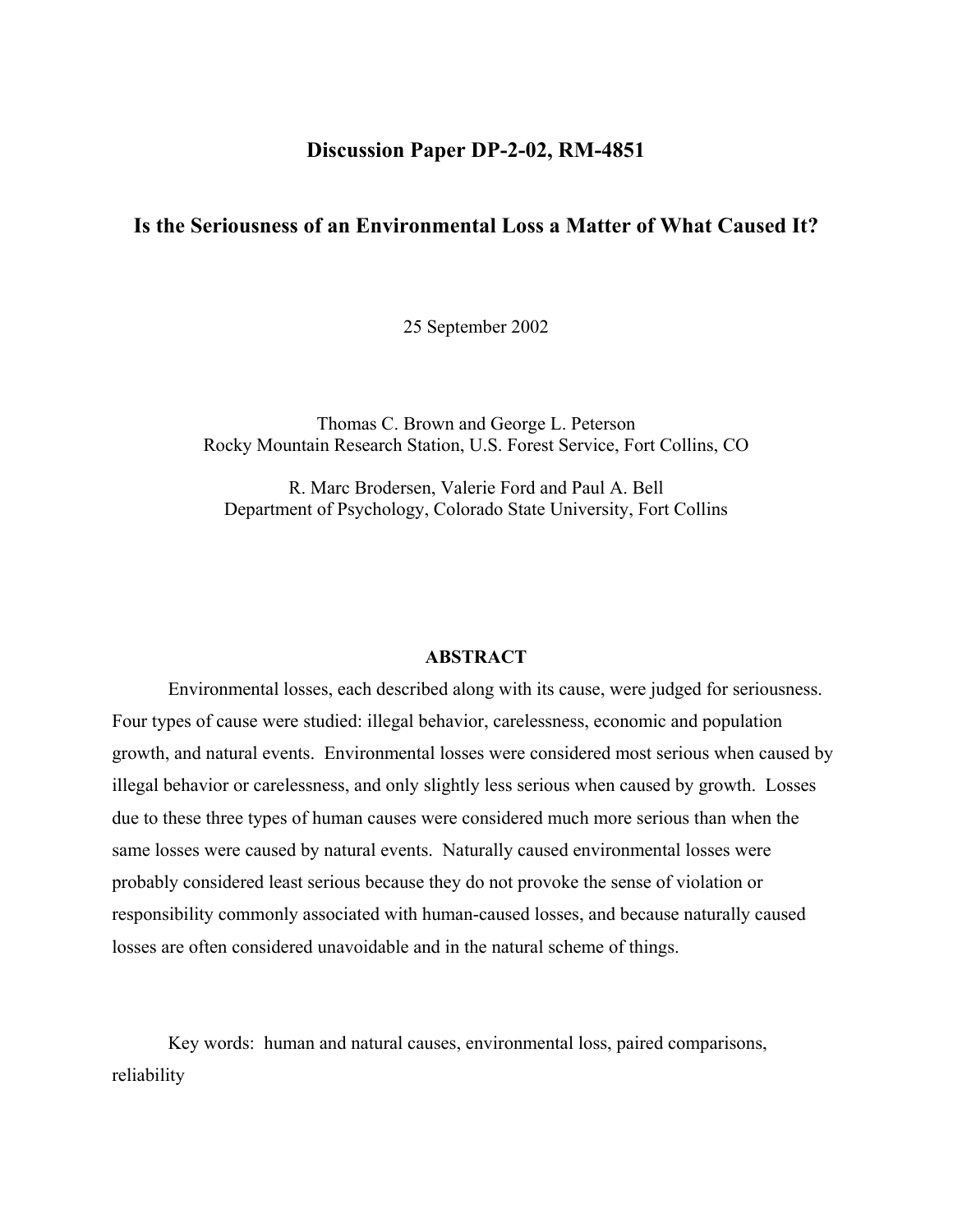# Discussion Paper DP-2-02, RM-4851

## Is the Seriousness of an Environmental Loss a Matter of What Caused It?

25 September 2002

Thomas C. Brown and George L. Peterson
Rocky Mountain Research Station, U.S. Forest Service, Fort Collins, CO

R. Marc Brodersen, Valerie Ford and Paul A. Bell
Department of Psychology, Colorado State University, Fort Collins

### ABSTRACT

Environmental losses, each described along with its cause, were judged for seriousness. Four types of cause were studied: illegal behavior, carelessness, economic and population growth, and natural events. Environmental losses were considered most serious when caused by illegal behavior or carelessness, and only slightly less serious when caused by growth. Losses due to these three types of human causes were considered much more serious than when the same losses were caused by natural events. Naturally caused environmental losses were probably considered least serious because they do not provoke the sense of violation or responsibility commonly associated with human-caused losses, and because naturally caused losses are often considered unavoidable and in the natural scheme of things.

Key words: human and natural causes, environmental loss, paired comparisons, reliability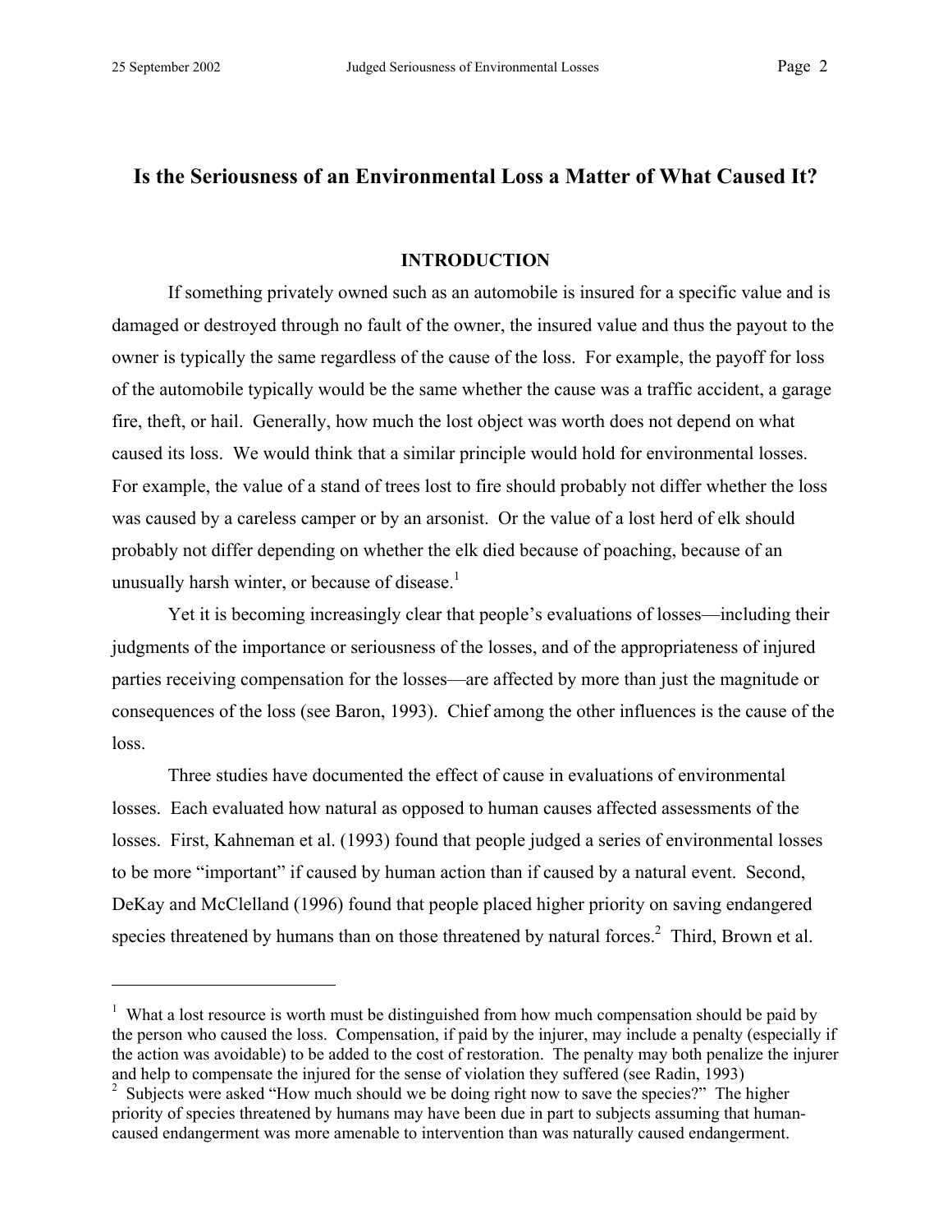# Is the Seriousness of an Environmental Loss a Matter of What Caused It?

## INTRODUCTION

If something privately owned such as an automobile is insured for a specific value and is damaged or destroyed through no fault of the owner, the insured value and thus the payout to the owner is typically the same regardless of the cause of the loss. For example, the payoff for loss of the automobile typically would be the same whether the cause was a traffic accident, a garage fire, theft, or hail. Generally, how much the lost object was worth does not depend on what caused its loss. We would think that a similar principle would hold for environmental losses. For example, the value of a stand of trees lost to fire should probably not differ whether the loss was caused by a careless camper or by an arsonist. Or the value of a lost herd of elk should probably not differ depending on whether the elk died because of poaching, because of an unusually harsh winter, or because of disease.[1]

Yet it is becoming increasingly clear that people's evaluations of losses—including their judgments of the importance or seriousness of the losses, and of the appropriateness of injured parties receiving compensation for the losses—are affected by more than just the magnitude or consequences of the loss (see Baron, 1993). Chief among the other influences is the cause of the loss.

Three studies have documented the effect of cause in evaluations of environmental losses. Each evaluated how natural as opposed to human causes affected assessments of the losses. First, Kahneman et al. (1993) found that people judged a series of environmental losses to be more "important" if caused by human action than if caused by a natural event. Second, DeKay and McClelland (1996) found that people placed higher priority on saving endangered species threatened by humans than on those threatened by natural forces.[2] Third, Brown et al.

---

[1] What a lost resource is worth must be distinguished from how much compensation should be paid by the person who caused the loss. Compensation, if paid by the injurer, may include a penalty (especially if the action was avoidable) to be added to the cost of restoration. The penalty may both penalize the injurer and help to compensate the injured for the sense of violation they suffered (see Radin, 1993)

[2] Subjects were asked "How much should we be doing right now to save the species?" The higher priority of species threatened by humans may have been due in part to subjects assuming that human-caused endangerment was more amenable to intervention than was naturally caused endangerment.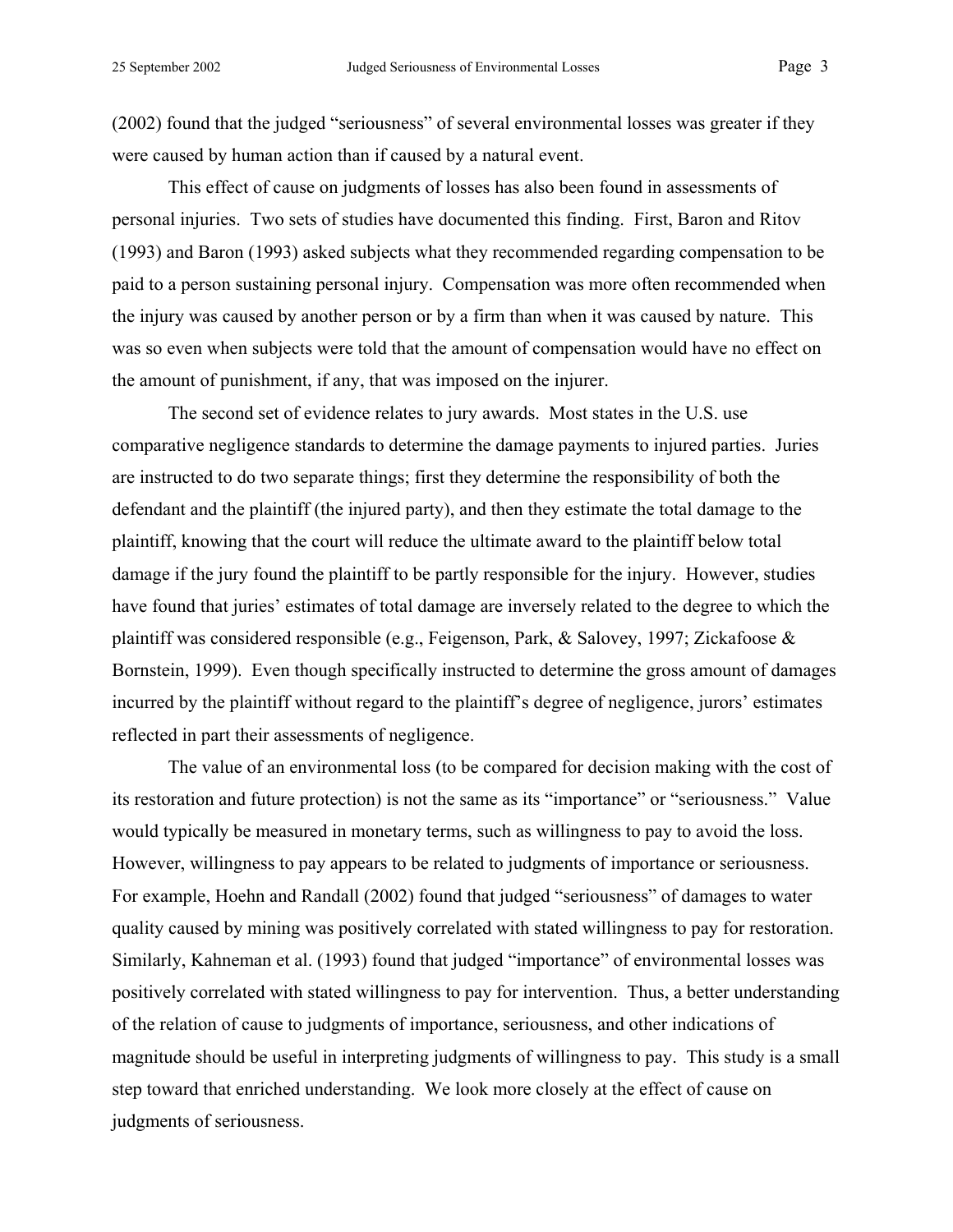(2002) found that the judged "seriousness" of several environmental losses was greater if they were caused by human action than if caused by a natural event.

This effect of cause on judgments of losses has also been found in assessments of personal injuries. Two sets of studies have documented this finding. First, Baron and Ritov (1993) and Baron (1993) asked subjects what they recommended regarding compensation to be paid to a person sustaining personal injury. Compensation was more often recommended when the injury was caused by another person or by a firm than when it was caused by nature. This was so even when subjects were told that the amount of compensation would have no effect on the amount of punishment, if any, that was imposed on the injurer.

The second set of evidence relates to jury awards. Most states in the U.S. use comparative negligence standards to determine the damage payments to injured parties. Juries are instructed to do two separate things; first they determine the responsibility of both the defendant and the plaintiff (the injured party), and then they estimate the total damage to the plaintiff, knowing that the court will reduce the ultimate award to the plaintiff below total damage if the jury found the plaintiff to be partly responsible for the injury. However, studies have found that juries' estimates of total damage are inversely related to the degree to which the plaintiff was considered responsible (e.g., Feigenson, Park, & Salovey, 1997; Zickafoose & Bornstein, 1999). Even though specifically instructed to determine the gross amount of damages incurred by the plaintiff without regard to the plaintiff's degree of negligence, jurors' estimates reflected in part their assessments of negligence.

The value of an environmental loss (to be compared for decision making with the cost of its restoration and future protection) is not the same as its "importance" or "seriousness." Value would typically be measured in monetary terms, such as willingness to pay to avoid the loss. However, willingness to pay appears to be related to judgments of importance or seriousness. For example, Hoehn and Randall (2002) found that judged "seriousness" of damages to water quality caused by mining was positively correlated with stated willingness to pay for restoration. Similarly, Kahneman et al. (1993) found that judged "importance" of environmental losses was positively correlated with stated willingness to pay for intervention. Thus, a better understanding of the relation of cause to judgments of importance, seriousness, and other indications of magnitude should be useful in interpreting judgments of willingness to pay. This study is a small step toward that enriched understanding. We look more closely at the effect of cause on judgments of seriousness.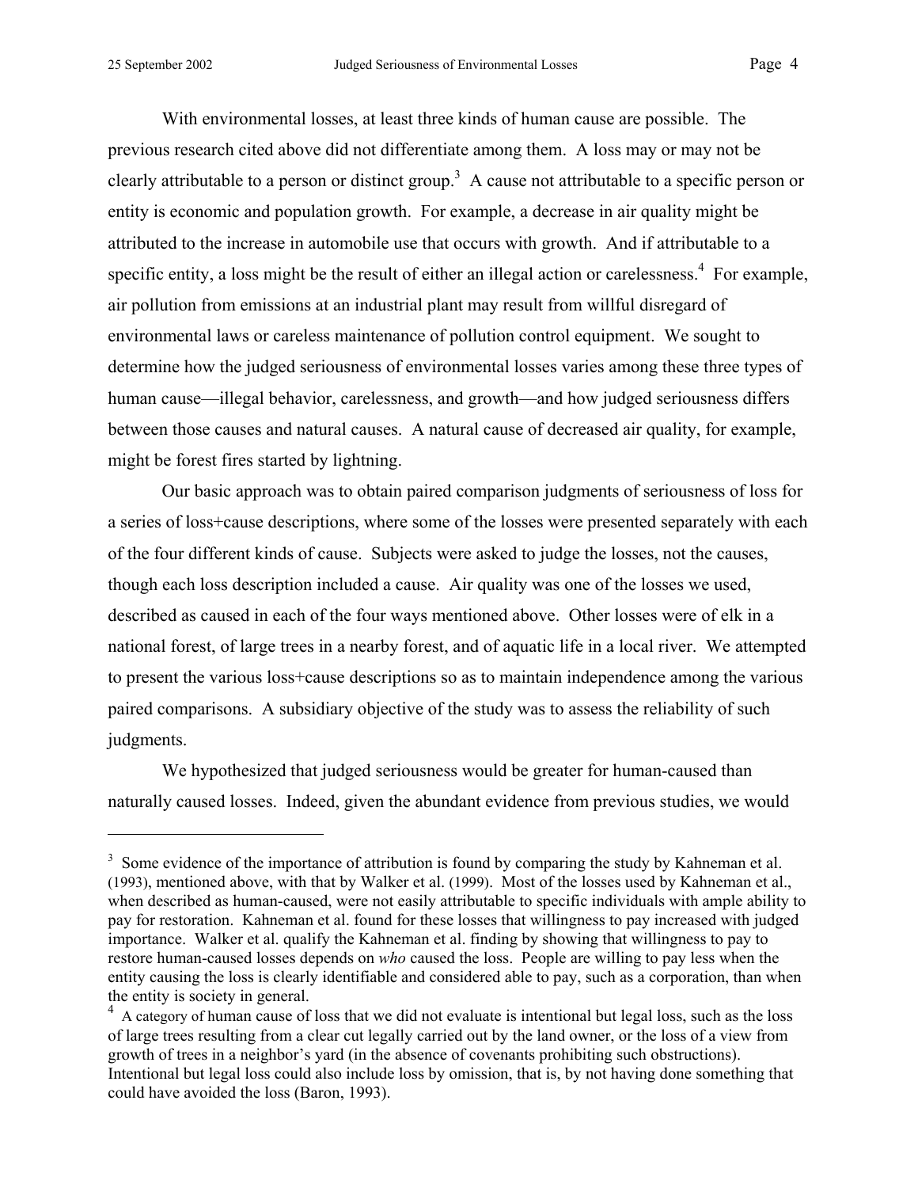With environmental losses, at least three kinds of human cause are possible. The previous research cited above did not differentiate among them. A loss may or may not be clearly attributable to a person or distinct group.[3] A cause not attributable to a specific person or entity is economic and population growth. For example, a decrease in air quality might be attributed to the increase in automobile use that occurs with growth. And if attributable to a specific entity, a loss might be the result of either an illegal action or carelessness.[4] For example, air pollution from emissions at an industrial plant may result from willful disregard of environmental laws or careless maintenance of pollution control equipment. We sought to determine how the judged seriousness of environmental losses varies among these three types of human cause—illegal behavior, carelessness, and growth—and how judged seriousness differs between those causes and natural causes. A natural cause of decreased air quality, for example, might be forest fires started by lightning.

Our basic approach was to obtain paired comparison judgments of seriousness of loss for a series of loss+cause descriptions, where some of the losses were presented separately with each of the four different kinds of cause. Subjects were asked to judge the losses, not the causes, though each loss description included a cause. Air quality was one of the losses we used, described as caused in each of the four ways mentioned above. Other losses were of elk in a national forest, of large trees in a nearby forest, and of aquatic life in a local river. We attempted to present the various loss+cause descriptions so as to maintain independence among the various paired comparisons. A subsidiary objective of the study was to assess the reliability of such judgments.

We hypothesized that judged seriousness would be greater for human-caused than naturally caused losses. Indeed, given the abundant evidence from previous studies, we would

---

[3] Some evidence of the importance of attribution is found by comparing the study by Kahneman et al. (1993), mentioned above, with that by Walker et al. (1999). Most of the losses used by Kahneman et al., when described as human-caused, were not easily attributable to specific individuals with ample ability to pay for restoration. Kahneman et al. found for these losses that willingness to pay increased with judged importance. Walker et al. qualify the Kahneman et al. finding by showing that willingness to pay to restore human-caused losses depends on *who* caused the loss. People are willing to pay less when the entity causing the loss is clearly identifiable and considered able to pay, such as a corporation, than when the entity is society in general.

[4] A category of human cause of loss that we did not evaluate is intentional but legal loss, such as the loss of large trees resulting from a clear cut legally carried out by the land owner, or the loss of a view from growth of trees in a neighbor's yard (in the absence of covenants prohibiting such obstructions). Intentional but legal loss could also include loss by omission, that is, by not having done something that could have avoided the loss (Baron, 1993).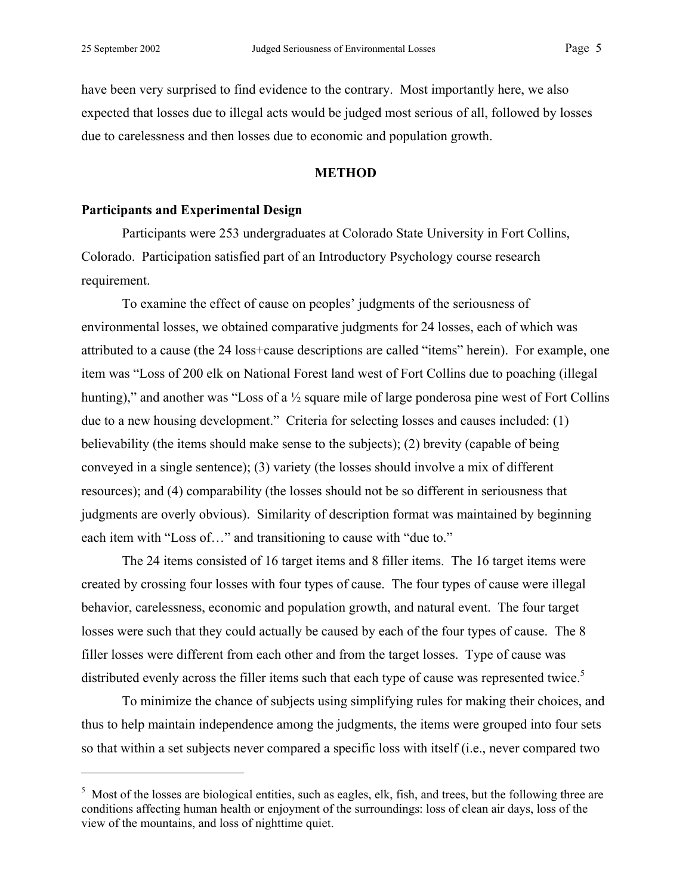have been very surprised to find evidence to the contrary. Most importantly here, we also expected that losses due to illegal acts would be judged most serious of all, followed by losses due to carelessness and then losses due to economic and population growth.

## METHOD

### Participants and Experimental Design

Participants were 253 undergraduates at Colorado State University in Fort Collins, Colorado. Participation satisfied part of an Introductory Psychology course research requirement.

To examine the effect of cause on peoples' judgments of the seriousness of environmental losses, we obtained comparative judgments for 24 losses, each of which was attributed to a cause (the 24 loss+cause descriptions are called "items" herein). For example, one item was "Loss of 200 elk on National Forest land west of Fort Collins due to poaching (illegal hunting)," and another was "Loss of a ½ square mile of large ponderosa pine west of Fort Collins due to a new housing development." Criteria for selecting losses and causes included: (1) believability (the items should make sense to the subjects); (2) brevity (capable of being conveyed in a single sentence); (3) variety (the losses should involve a mix of different resources); and (4) comparability (the losses should not be so different in seriousness that judgments are overly obvious). Similarity of description format was maintained by beginning each item with "Loss of…" and transitioning to cause with "due to."

The 24 items consisted of 16 target items and 8 filler items. The 16 target items were created by crossing four losses with four types of cause. The four types of cause were illegal behavior, carelessness, economic and population growth, and natural event. The four target losses were such that they could actually be caused by each of the four types of cause. The 8 filler losses were different from each other and from the target losses. Type of cause was distributed evenly across the filler items such that each type of cause was represented twice.[5]

To minimize the chance of subjects using simplifying rules for making their choices, and thus to help maintain independence among the judgments, the items were grouped into four sets so that within a set subjects never compared a specific loss with itself (i.e., never compared two

---

[5] Most of the losses are biological entities, such as eagles, elk, fish, and trees, but the following three are conditions affecting human health or enjoyment of the surroundings: loss of clean air days, loss of the view of the mountains, and loss of nighttime quiet.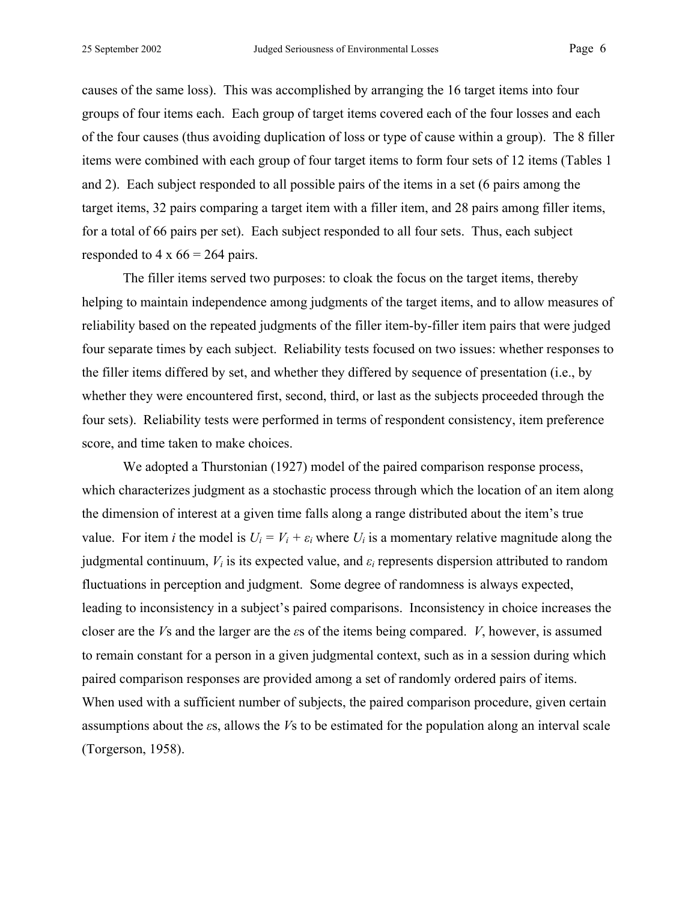causes of the same loss). This was accomplished by arranging the 16 target items into four groups of four items each. Each group of target items covered each of the four losses and each of the four causes (thus avoiding duplication of loss or type of cause within a group). The 8 filler items were combined with each group of four target items to form four sets of 12 items (Tables 1 and 2). Each subject responded to all possible pairs of the items in a set (6 pairs among the target items, 32 pairs comparing a target item with a filler item, and 28 pairs among filler items, for a total of 66 pairs per set). Each subject responded to all four sets. Thus, each subject responded to 4 x 66 = 264 pairs.

The filler items served two purposes: to cloak the focus on the target items, thereby helping to maintain independence among judgments of the target items, and to allow measures of reliability based on the repeated judgments of the filler item-by-filler item pairs that were judged four separate times by each subject. Reliability tests focused on two issues: whether responses to the filler items differed by set, and whether they differed by sequence of presentation (i.e., by whether they were encountered first, second, third, or last as the subjects proceeded through the four sets). Reliability tests were performed in terms of respondent consistency, item preference score, and time taken to make choices.

We adopted a Thurstonian (1927) model of the paired comparison response process, which characterizes judgment as a stochastic process through which the location of an item along the dimension of interest at a given time falls along a range distributed about the item's true value. For item *i* the model is $U_i = V_i + \varepsilon_i$ where $U_i$ is a momentary relative magnitude along the judgmental continuum, $V_i$ is its expected value, and $\varepsilon_i$ represents dispersion attributed to random fluctuations in perception and judgment. Some degree of randomness is always expected, leading to inconsistency in a subject's paired comparisons. Inconsistency in choice increases the closer are the $V$s and the larger are the $\varepsilon$s of the items being compared. $V$, however, is assumed to remain constant for a person in a given judgmental context, such as in a session during which paired comparison responses are provided among a set of randomly ordered pairs of items. When used with a sufficient number of subjects, the paired comparison procedure, given certain assumptions about the $\varepsilon$s, allows the $V$s to be estimated for the population along an interval scale (Torgerson, 1958).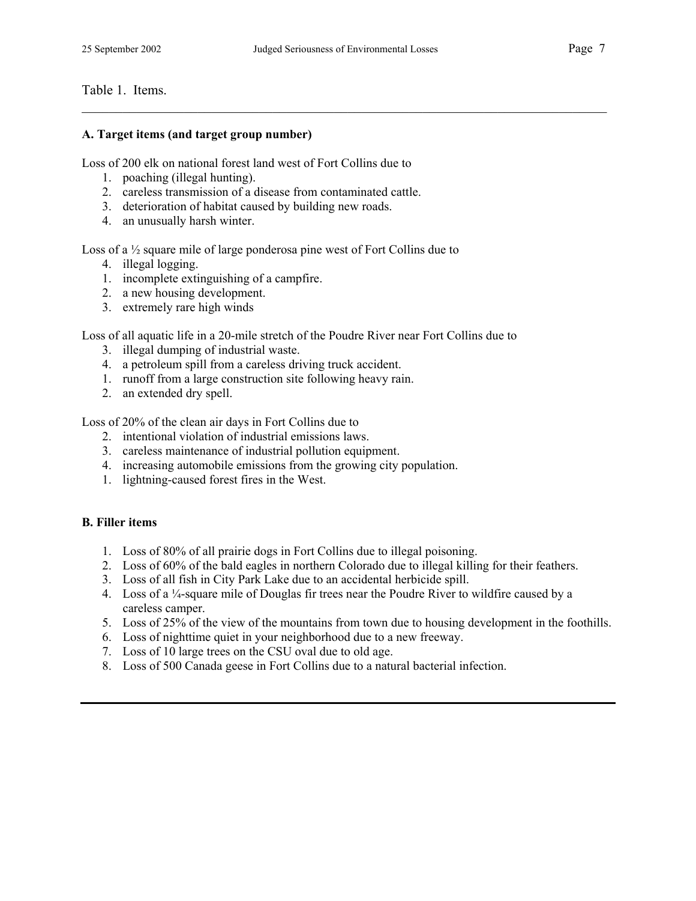Table 1. Items.

**A. Target items (and target group number)**

Loss of 200 elk on national forest land west of Fort Collins due to

1. poaching (illegal hunting).
2. careless transmission of a disease from contaminated cattle.
3. deterioration of habitat caused by building new roads.
4. an unusually harsh winter.

Loss of a ½ square mile of large ponderosa pine west of Fort Collins due to

4. illegal logging.
1. incomplete extinguishing of a campfire.
2. a new housing development.
3. extremely rare high winds

Loss of all aquatic life in a 20-mile stretch of the Poudre River near Fort Collins due to

3. illegal dumping of industrial waste.
4. a petroleum spill from a careless driving truck accident.
1. runoff from a large construction site following heavy rain.
2. an extended dry spell.

Loss of 20% of the clean air days in Fort Collins due to

2. intentional violation of industrial emissions laws.
3. careless maintenance of industrial pollution equipment.
4. increasing automobile emissions from the growing city population.
1. lightning-caused forest fires in the West.

**B. Filler items**

1. Loss of 80% of all prairie dogs in Fort Collins due to illegal poisoning.
2. Loss of 60% of the bald eagles in northern Colorado due to illegal killing for their feathers.
3. Loss of all fish in City Park Lake due to an accidental herbicide spill.
4. Loss of a ¼-square mile of Douglas fir trees near the Poudre River to wildfire caused by a careless camper.
5. Loss of 25% of the view of the mountains from town due to housing development in the foothills.
6. Loss of nighttime quiet in your neighborhood due to a new freeway.
7. Loss of 10 large trees on the CSU oval due to old age.
8. Loss of 500 Canada geese in Fort Collins due to a natural bacterial infection.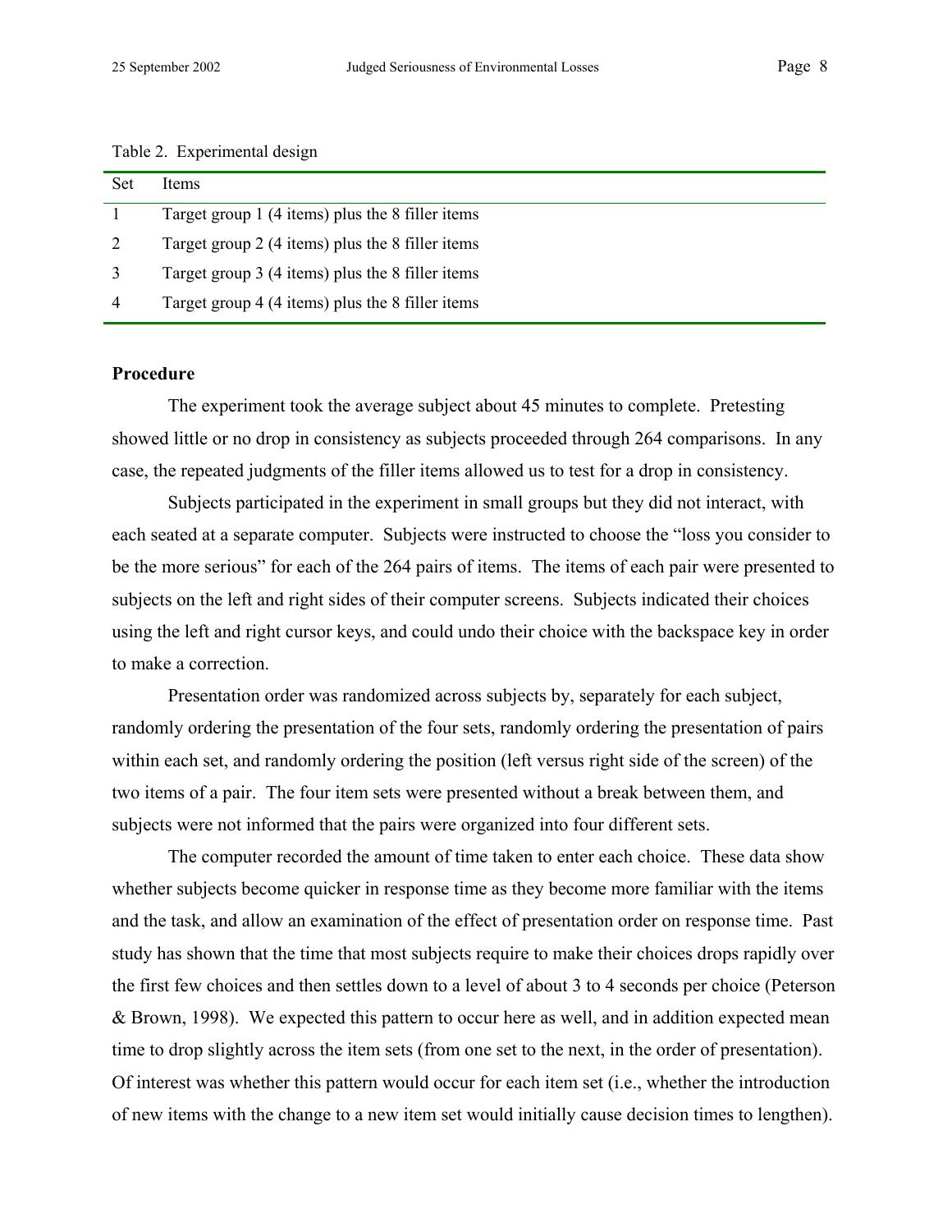Table 2. Experimental design

| Set | Items |
|---|---|
| 1 | Target group 1 (4 items) plus the 8 filler items |
| 2 | Target group 2 (4 items) plus the 8 filler items |
| 3 | Target group 3 (4 items) plus the 8 filler items |
| 4 | Target group 4 (4 items) plus the 8 filler items |

## Procedure

The experiment took the average subject about 45 minutes to complete. Pretesting showed little or no drop in consistency as subjects proceeded through 264 comparisons. In any case, the repeated judgments of the filler items allowed us to test for a drop in consistency.

Subjects participated in the experiment in small groups but they did not interact, with each seated at a separate computer. Subjects were instructed to choose the "loss you consider to be the more serious" for each of the 264 pairs of items. The items of each pair were presented to subjects on the left and right sides of their computer screens. Subjects indicated their choices using the left and right cursor keys, and could undo their choice with the backspace key in order to make a correction.

Presentation order was randomized across subjects by, separately for each subject, randomly ordering the presentation of the four sets, randomly ordering the presentation of pairs within each set, and randomly ordering the position (left versus right side of the screen) of the two items of a pair. The four item sets were presented without a break between them, and subjects were not informed that the pairs were organized into four different sets.

The computer recorded the amount of time taken to enter each choice. These data show whether subjects become quicker in response time as they become more familiar with the items and the task, and allow an examination of the effect of presentation order on response time. Past study has shown that the time that most subjects require to make their choices drops rapidly over the first few choices and then settles down to a level of about 3 to 4 seconds per choice (Peterson & Brown, 1998). We expected this pattern to occur here as well, and in addition expected mean time to drop slightly across the item sets (from one set to the next, in the order of presentation). Of interest was whether this pattern would occur for each item set (i.e., whether the introduction of new items with the change to a new item set would initially cause decision times to lengthen).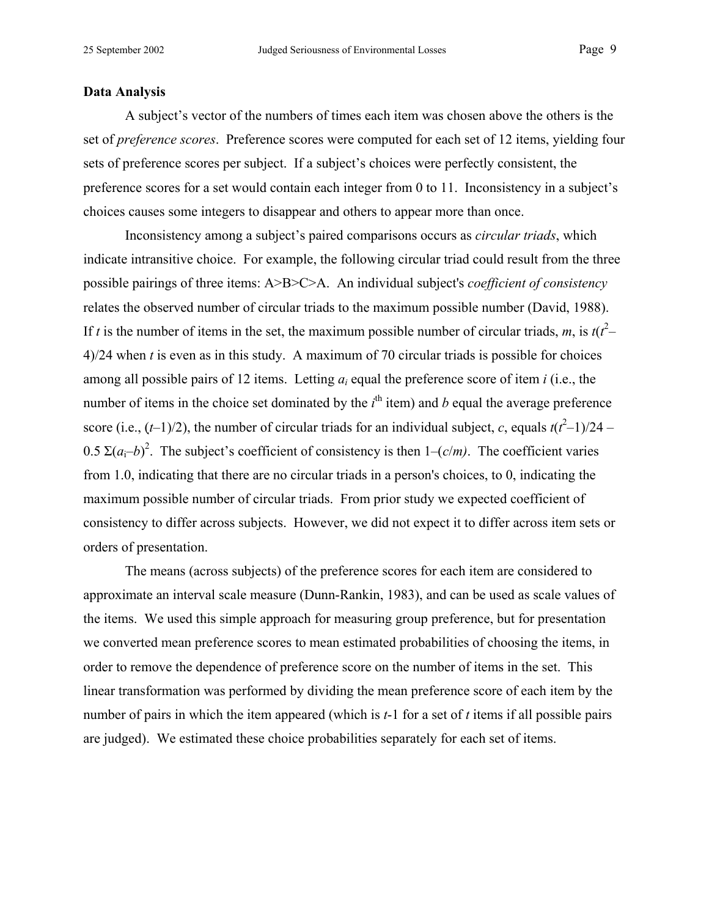**Data Analysis**

A subject's vector of the numbers of times each item was chosen above the others is the set of *preference scores*. Preference scores were computed for each set of 12 items, yielding four sets of preference scores per subject. If a subject's choices were perfectly consistent, the preference scores for a set would contain each integer from 0 to 11. Inconsistency in a subject's choices causes some integers to disappear and others to appear more than once.

Inconsistency among a subject's paired comparisons occurs as *circular triads*, which indicate intransitive choice. For example, the following circular triad could result from the three possible pairings of three items: A>B>C>A. An individual subject's *coefficient of consistency* relates the observed number of circular triads to the maximum possible number (David, 1988). If $t$ is the number of items in the set, the maximum possible number of circular triads, $m$, is $t(t^2-4)/24$ when $t$ is even as in this study. A maximum of 70 circular triads is possible for choices among all possible pairs of 12 items. Letting $a_i$ equal the preference score of item $i$ (i.e., the number of items in the choice set dominated by the $i^{th}$ item) and $b$ equal the average preference score (i.e., $(t-1)/2$), the number of circular triads for an individual subject, $c$, equals $t(t^2-1)/24 - 0.5\ \Sigma(a_i-b)^2$. The subject's coefficient of consistency is then $1-(c/m)$. The coefficient varies from 1.0, indicating that there are no circular triads in a person's choices, to 0, indicating the maximum possible number of circular triads. From prior study we expected coefficient of consistency to differ across subjects. However, we did not expect it to differ across item sets or orders of presentation.

The means (across subjects) of the preference scores for each item are considered to approximate an interval scale measure (Dunn-Rankin, 1983), and can be used as scale values of the items. We used this simple approach for measuring group preference, but for presentation we converted mean preference scores to mean estimated probabilities of choosing the items, in order to remove the dependence of preference score on the number of items in the set. This linear transformation was performed by dividing the mean preference score of each item by the number of pairs in which the item appeared (which is $t$-1 for a set of $t$ items if all possible pairs are judged). We estimated these choice probabilities separately for each set of items.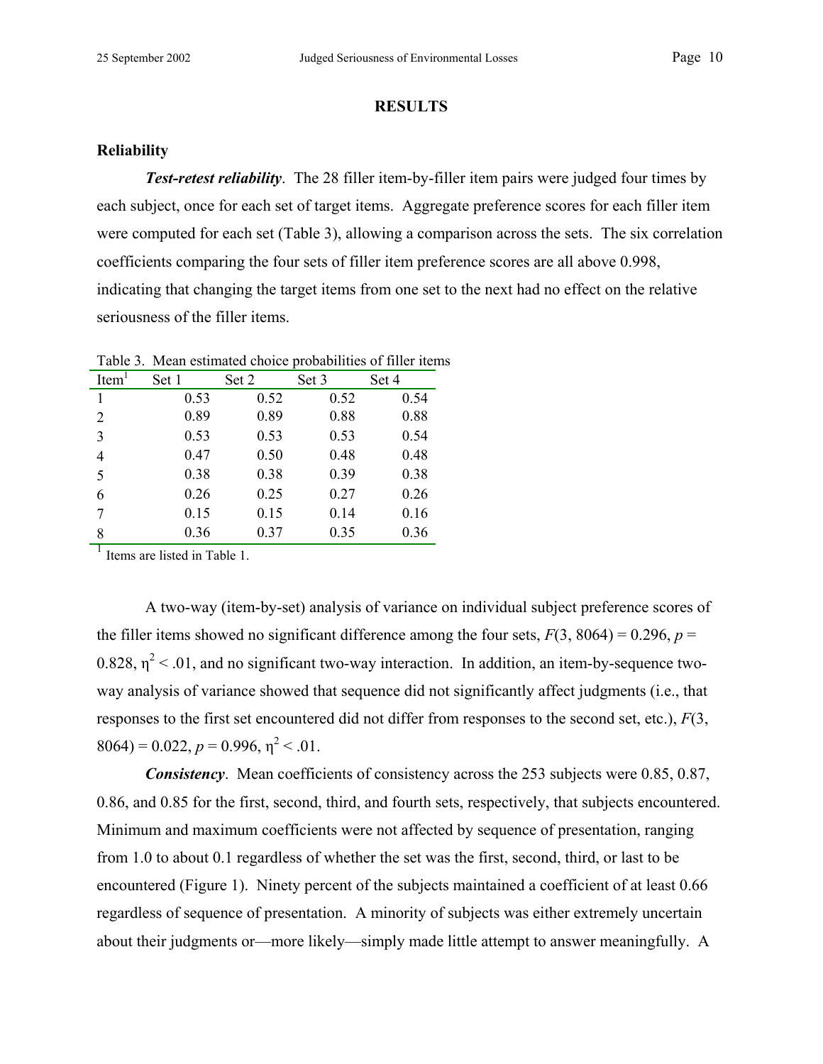## RESULTS

### Reliability

***Test-retest reliability***. The 28 filler item-by-filler item pairs were judged four times by each subject, once for each set of target items. Aggregate preference scores for each filler item were computed for each set (Table 3), allowing a comparison across the sets. The six correlation coefficients comparing the four sets of filler item preference scores are all above 0.998, indicating that changing the target items from one set to the next had no effect on the relative seriousness of the filler items.

Table 3. Mean estimated choice probabilities of filler items

| Item[1] | Set 1 | Set 2 | Set 3 | Set 4 |
|---|---|---|---|---|
| 1 | 0.53 | 0.52 | 0.52 | 0.54 |
| 2 | 0.89 | 0.89 | 0.88 | 0.88 |
| 3 | 0.53 | 0.53 | 0.53 | 0.54 |
| 4 | 0.47 | 0.50 | 0.48 | 0.48 |
| 5 | 0.38 | 0.38 | 0.39 | 0.38 |
| 6 | 0.26 | 0.25 | 0.27 | 0.26 |
| 7 | 0.15 | 0.15 | 0.14 | 0.16 |
| 8 | 0.36 | 0.37 | 0.35 | 0.36 |

[1] Items are listed in Table 1.

A two-way (item-by-set) analysis of variance on individual subject preference scores of the filler items showed no significant difference among the four sets, $F(3, 8064) = 0.296$, $p = 0.828$, $\eta^2 < .01$, and no significant two-way interaction. In addition, an item-by-sequence two-way analysis of variance showed that sequence did not significantly affect judgments (i.e., that responses to the first set encountered did not differ from responses to the second set, etc.), $F(3, 8064) = 0.022$, $p = 0.996$, $\eta^2 < .01$.

***Consistency***. Mean coefficients of consistency across the 253 subjects were 0.85, 0.87, 0.86, and 0.85 for the first, second, third, and fourth sets, respectively, that subjects encountered. Minimum and maximum coefficients were not affected by sequence of presentation, ranging from 1.0 to about 0.1 regardless of whether the set was the first, second, third, or last to be encountered (Figure 1). Ninety percent of the subjects maintained a coefficient of at least 0.66 regardless of sequence of presentation. A minority of subjects was either extremely uncertain about their judgments or—more likely—simply made little attempt to answer meaningfully. A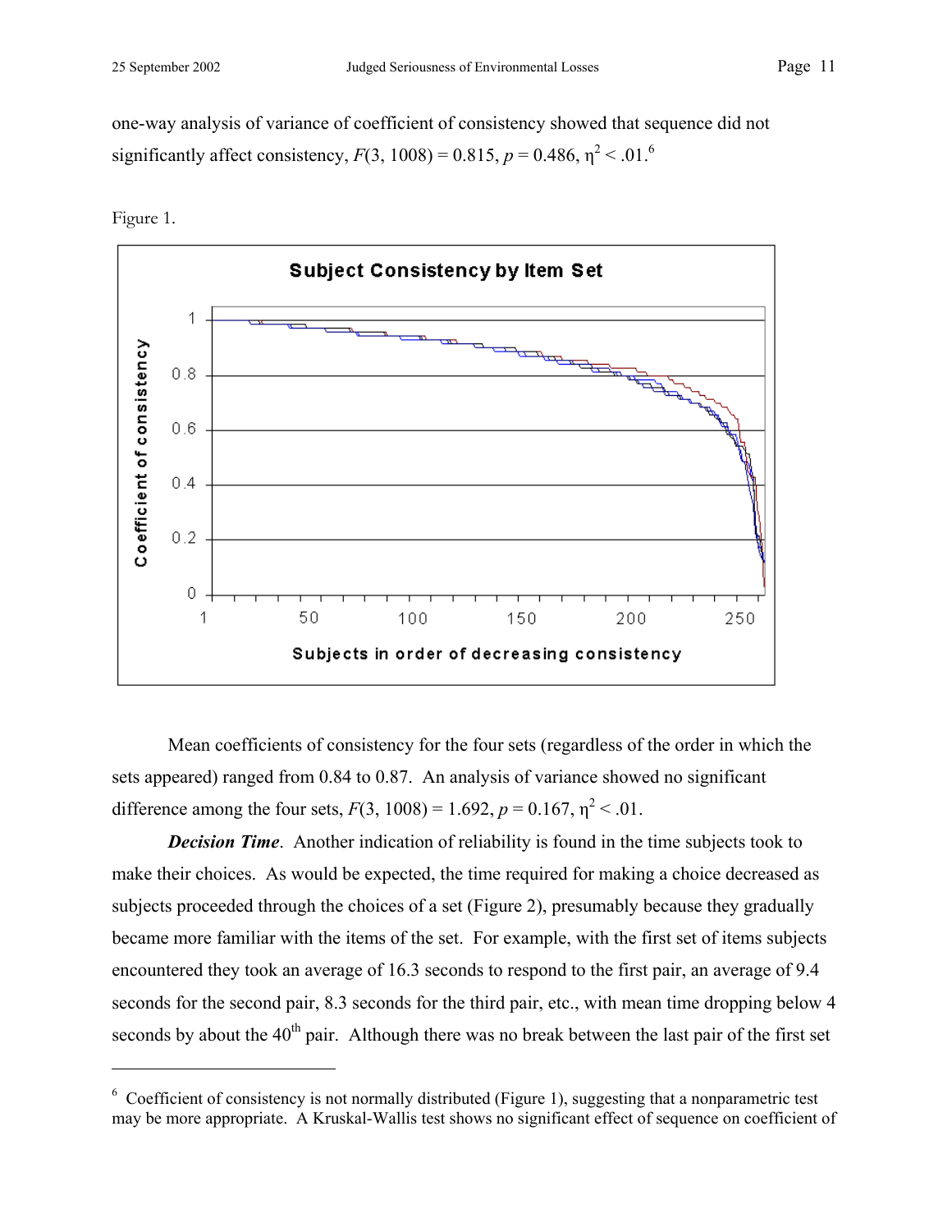one-way analysis of variance of coefficient of consistency showed that sequence did not significantly affect consistency, $F(3, 1008) = 0.815$, $p = 0.486$, $\eta^2 < .01$.[6]

Figure 1.

Mean coefficients of consistency for the four sets (regardless of the order in which the sets appeared) ranged from 0.84 to 0.87. An analysis of variance showed no significant difference among the four sets, $F(3, 1008) = 1.692$, $p = 0.167$, $\eta^2 < .01$.

***Decision Time***. Another indication of reliability is found in the time subjects took to make their choices. As would be expected, the time required for making a choice decreased as subjects proceeded through the choices of a set (Figure 2), presumably because they gradually became more familiar with the items of the set. For example, with the first set of items subjects encountered they took an average of 16.3 seconds to respond to the first pair, an average of 9.4 seconds for the second pair, 8.3 seconds for the third pair, etc., with mean time dropping below 4 seconds by about the 40th pair. Although there was no break between the last pair of the first set

---

[6] Coefficient of consistency is not normally distributed (Figure 1), suggesting that a nonparametric test may be more appropriate. A Kruskal-Wallis test shows no significant effect of sequence on coefficient of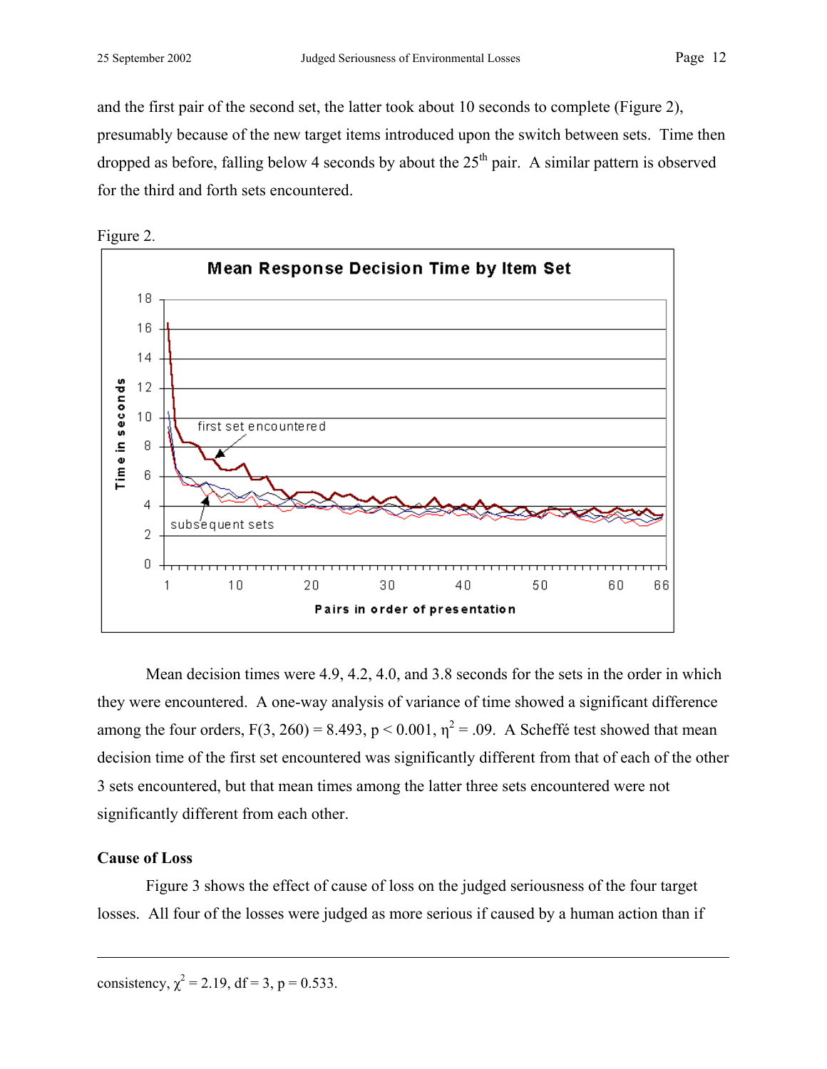and the first pair of the second set, the latter took about 10 seconds to complete (Figure 2), presumably because of the new target items introduced upon the switch between sets. Time then dropped as before, falling below 4 seconds by about the 25th pair. A similar pattern is observed for the third and forth sets encountered.

Figure 2.

Mean decision times were 4.9, 4.2, 4.0, and 3.8 seconds for the sets in the order in which they were encountered. A one-way analysis of variance of time showed a significant difference among the four orders, $F(3, 260) = 8.493$, $p < 0.001$, $\eta^2 = .09$. A Scheffé test showed that mean decision time of the first set encountered was significantly different from that of each of the other 3 sets encountered, but that mean times among the latter three sets encountered were not significantly different from each other.

**Cause of Loss**

Figure 3 shows the effect of cause of loss on the judged seriousness of the four target losses. All four of the losses were judged as more serious if caused by a human action than if

---

consistency, $\chi^2 = 2.19$, df = 3, p = 0.533.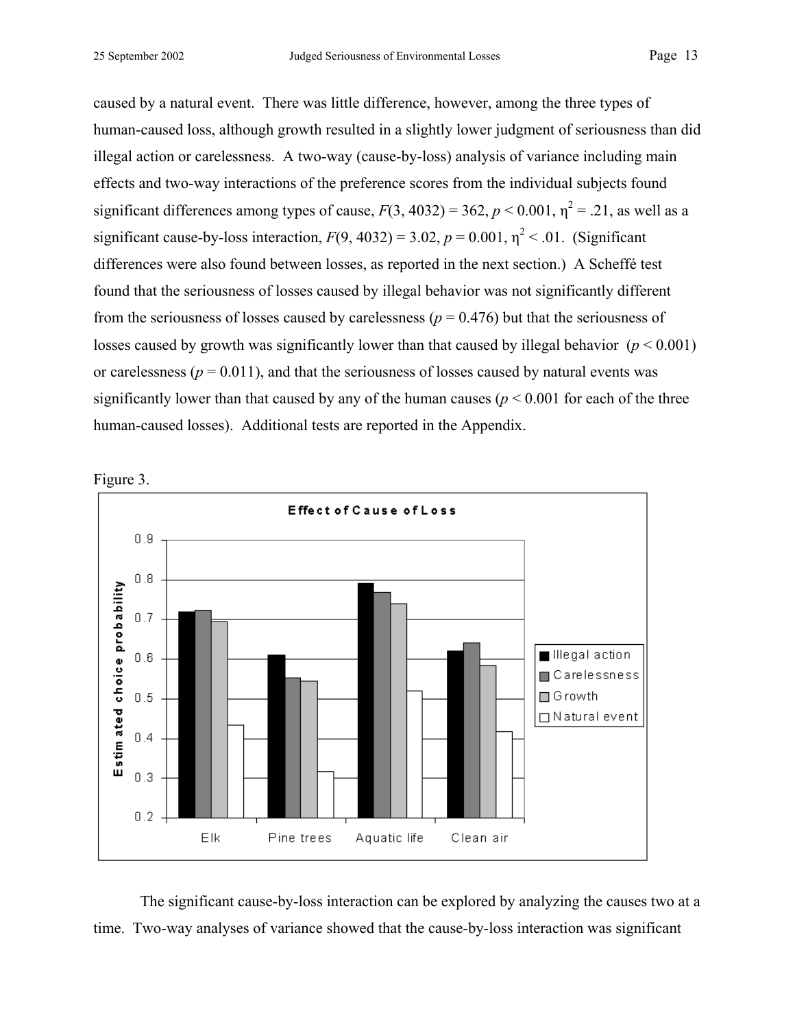caused by a natural event. There was little difference, however, among the three types of human-caused loss, although growth resulted in a slightly lower judgment of seriousness than did illegal action or carelessness. A two-way (cause-by-loss) analysis of variance including main effects and two-way interactions of the preference scores from the individual subjects found significant differences among types of cause, $F(3, 4032) = 362$, $p < 0.001$, $\eta^2 = .21$, as well as a significant cause-by-loss interaction, $F(9, 4032) = 3.02$, $p = 0.001$, $\eta^2 < .01$. (Significant differences were also found between losses, as reported in the next section.) A Scheffé test found that the seriousness of losses caused by illegal behavior was not significantly different from the seriousness of losses caused by carelessness ($p = 0.476$) but that the seriousness of losses caused by growth was significantly lower than that caused by illegal behavior ($p < 0.001$) or carelessness ($p = 0.011$), and that the seriousness of losses caused by natural events was significantly lower than that caused by any of the human causes ($p < 0.001$ for each of the three human-caused losses). Additional tests are reported in the Appendix.

Figure 3.

The significant cause-by-loss interaction can be explored by analyzing the causes two at a time. Two-way analyses of variance showed that the cause-by-loss interaction was significant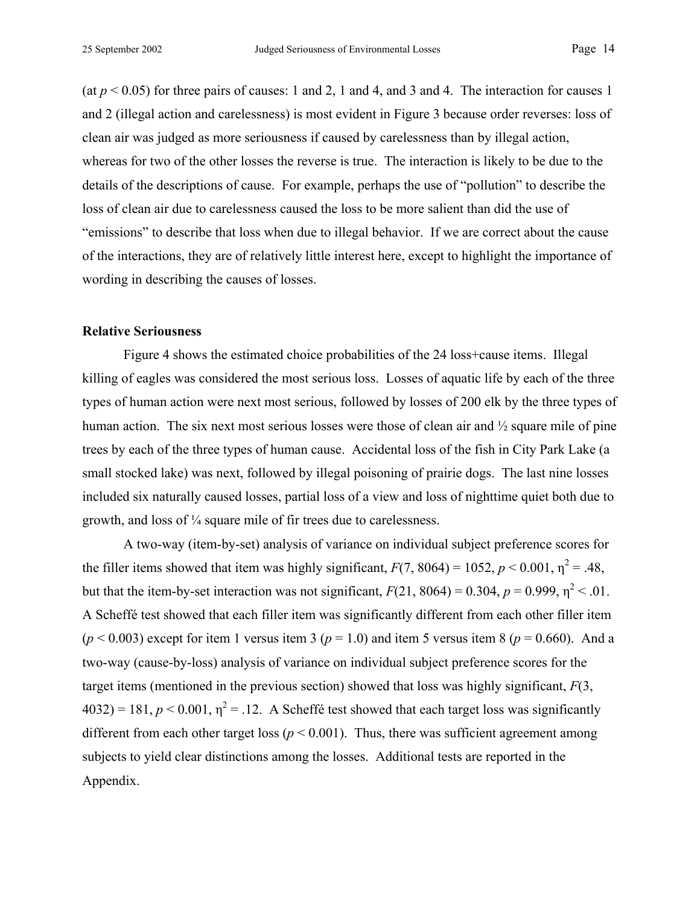(at $p < 0.05$) for three pairs of causes: 1 and 2, 1 and 4, and 3 and 4. The interaction for causes 1 and 2 (illegal action and carelessness) is most evident in Figure 3 because order reverses: loss of clean air was judged as more seriousness if caused by carelessness than by illegal action, whereas for two of the other losses the reverse is true. The interaction is likely to be due to the details of the descriptions of cause. For example, perhaps the use of "pollution" to describe the loss of clean air due to carelessness caused the loss to be more salient than did the use of "emissions" to describe that loss when due to illegal behavior. If we are correct about the cause of the interactions, they are of relatively little interest here, except to highlight the importance of wording in describing the causes of losses.

**Relative Seriousness**

Figure 4 shows the estimated choice probabilities of the 24 loss+cause items. Illegal killing of eagles was considered the most serious loss. Losses of aquatic life by each of the three types of human action were next most serious, followed by losses of 200 elk by the three types of human action. The six next most serious losses were those of clean air and ½ square mile of pine trees by each of the three types of human cause. Accidental loss of the fish in City Park Lake (a small stocked lake) was next, followed by illegal poisoning of prairie dogs. The last nine losses included six naturally caused losses, partial loss of a view and loss of nighttime quiet both due to growth, and loss of ¼ square mile of fir trees due to carelessness.

A two-way (item-by-set) analysis of variance on individual subject preference scores for the filler items showed that item was highly significant, $F(7, 8064) = 1052$, $p < 0.001$, $\eta^2 = .48$, but that the item-by-set interaction was not significant, $F(21, 8064) = 0.304$, $p = 0.999$, $\eta^2 < .01$. A Scheffé test showed that each filler item was significantly different from each other filler item ($p < 0.003$) except for item 1 versus item 3 ($p = 1.0$) and item 5 versus item 8 ($p = 0.660$). And a two-way (cause-by-loss) analysis of variance on individual subject preference scores for the target items (mentioned in the previous section) showed that loss was highly significant, $F(3, 4032) = 181$, $p < 0.001$, $\eta^2 = .12$. A Scheffé test showed that each target loss was significantly different from each other target loss ($p < 0.001$). Thus, there was sufficient agreement among subjects to yield clear distinctions among the losses. Additional tests are reported in the Appendix.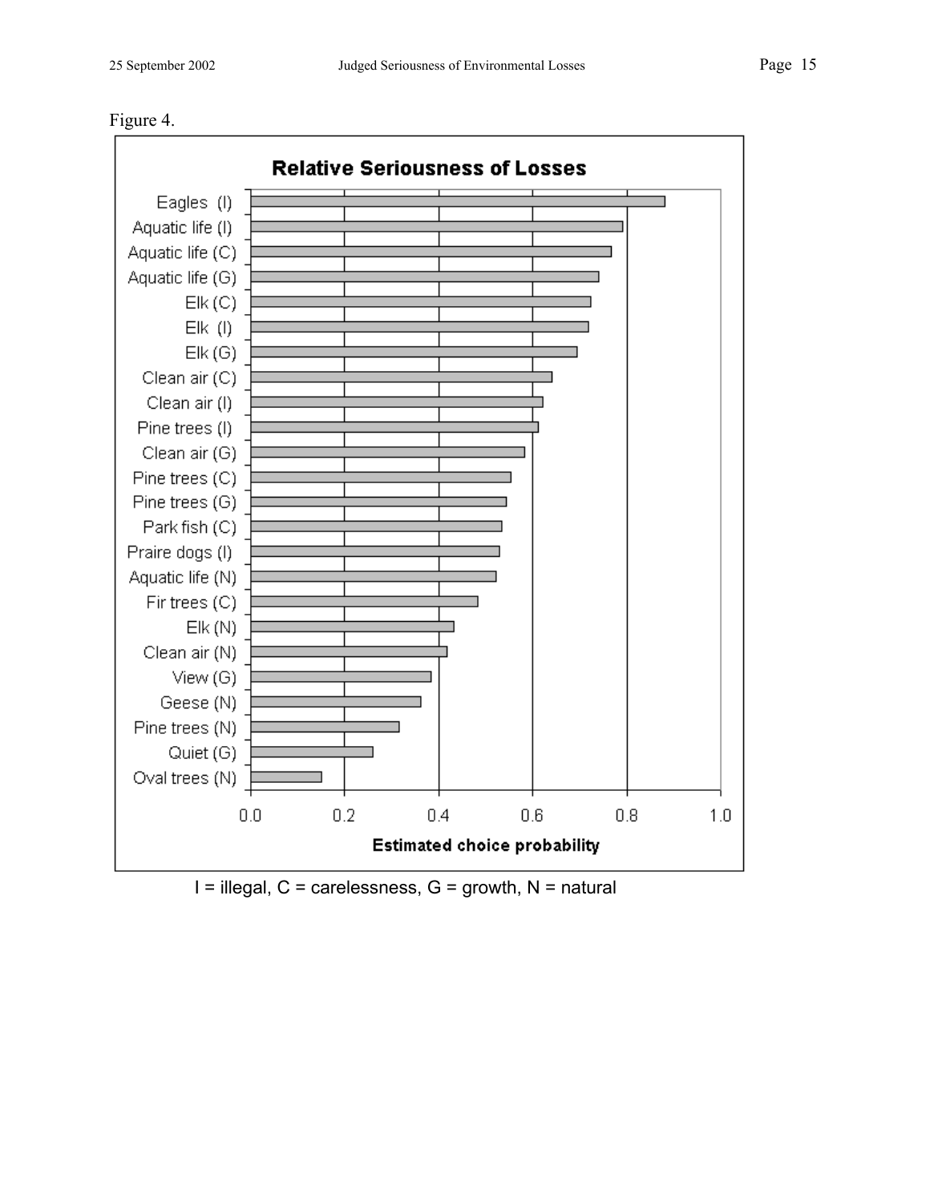Figure 4.

**Relative Seriousness of Losses**

| Item | Estimated choice probability |
|---|---|
| Eagles (I) | 0.88 |
| Aquatic life (I) | 0.79 |
| Aquatic life (C) | 0.77 |
| Aquatic life (G) | 0.74 |
| Elk (C) | 0.72 |
| Elk (I) | 0.72 |
| Elk (G) | 0.69 |
| Clean air (C) | 0.64 |
| Clean air (I) | 0.62 |
| Pine trees (I) | 0.61 |
| Clean air (G) | 0.58 |
| Pine trees (C) | 0.55 |
| Pine trees (G) | 0.54 |
| Park fish (C) | 0.53 |
| Praire dogs (I) | 0.53 |
| Aquatic life (N) | 0.52 |
| Fir trees (C) | 0.48 |
| Elk (N) | 0.43 |
| Clean air (N) | 0.42 |
| View (G) | 0.38 |
| Geese (N) | 0.36 |
| Pine trees (N) | 0.32 |
| Quiet (G) | 0.26 |
| Oval trees (N) | 0.15 |

I = illegal, C = carelessness, G = growth, N = natural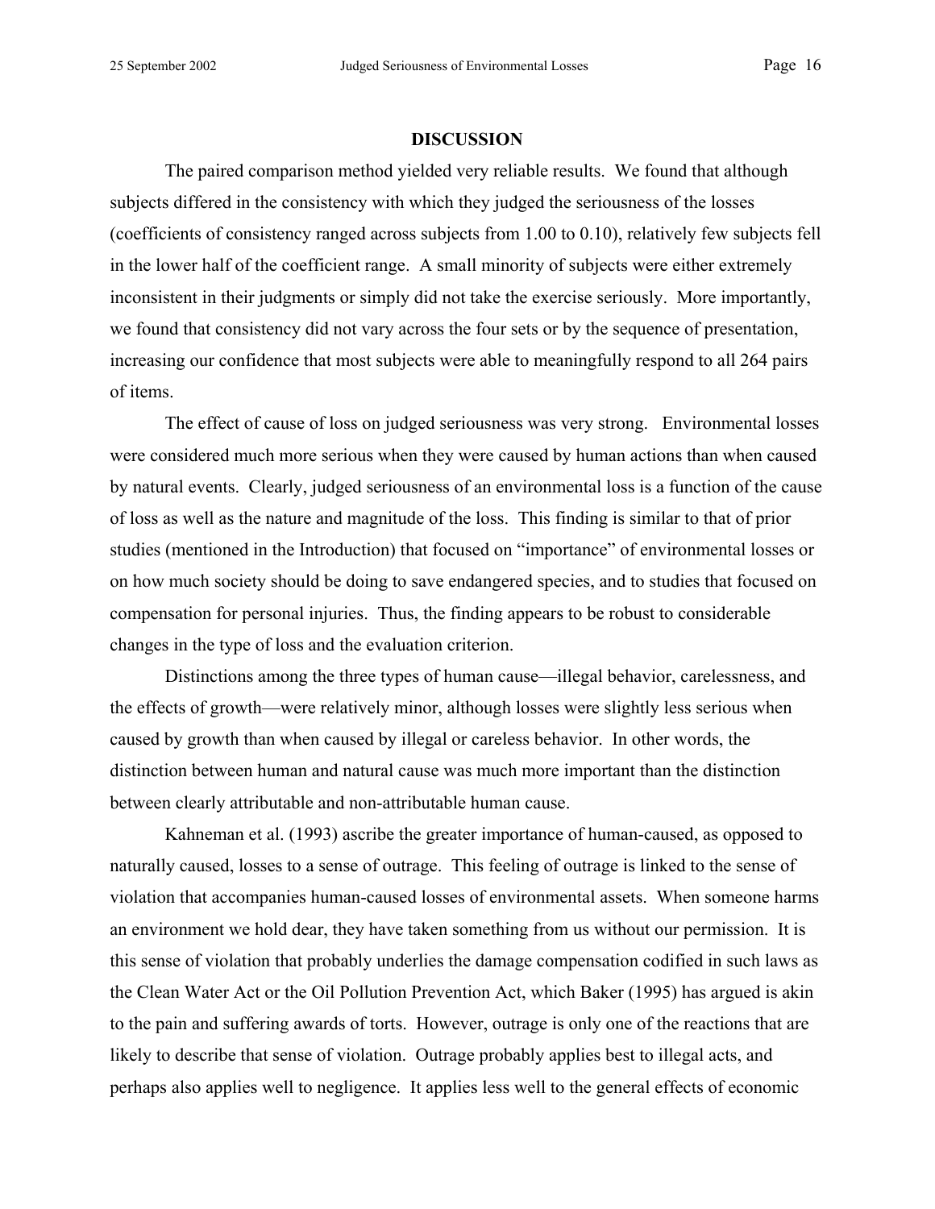## DISCUSSION

The paired comparison method yielded very reliable results. We found that although subjects differed in the consistency with which they judged the seriousness of the losses (coefficients of consistency ranged across subjects from 1.00 to 0.10), relatively few subjects fell in the lower half of the coefficient range. A small minority of subjects were either extremely inconsistent in their judgments or simply did not take the exercise seriously. More importantly, we found that consistency did not vary across the four sets or by the sequence of presentation, increasing our confidence that most subjects were able to meaningfully respond to all 264 pairs of items.

The effect of cause of loss on judged seriousness was very strong. Environmental losses were considered much more serious when they were caused by human actions than when caused by natural events. Clearly, judged seriousness of an environmental loss is a function of the cause of loss as well as the nature and magnitude of the loss. This finding is similar to that of prior studies (mentioned in the Introduction) that focused on "importance" of environmental losses or on how much society should be doing to save endangered species, and to studies that focused on compensation for personal injuries. Thus, the finding appears to be robust to considerable changes in the type of loss and the evaluation criterion.

Distinctions among the three types of human cause—illegal behavior, carelessness, and the effects of growth—were relatively minor, although losses were slightly less serious when caused by growth than when caused by illegal or careless behavior. In other words, the distinction between human and natural cause was much more important than the distinction between clearly attributable and non-attributable human cause.

Kahneman et al. (1993) ascribe the greater importance of human-caused, as opposed to naturally caused, losses to a sense of outrage. This feeling of outrage is linked to the sense of violation that accompanies human-caused losses of environmental assets. When someone harms an environment we hold dear, they have taken something from us without our permission. It is this sense of violation that probably underlies the damage compensation codified in such laws as the Clean Water Act or the Oil Pollution Prevention Act, which Baker (1995) has argued is akin to the pain and suffering awards of torts. However, outrage is only one of the reactions that are likely to describe that sense of violation. Outrage probably applies best to illegal acts, and perhaps also applies well to negligence. It applies less well to the general effects of economic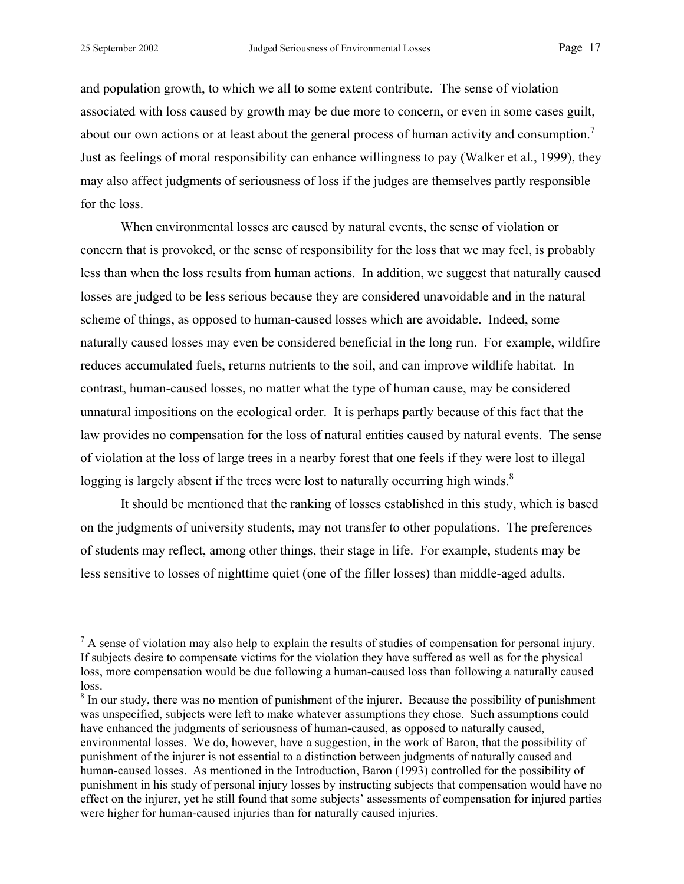and population growth, to which we all to some extent contribute. The sense of violation associated with loss caused by growth may be due more to concern, or even in some cases guilt, about our own actions or at least about the general process of human activity and consumption.[7] Just as feelings of moral responsibility can enhance willingness to pay (Walker et al., 1999), they may also affect judgments of seriousness of loss if the judges are themselves partly responsible for the loss.

When environmental losses are caused by natural events, the sense of violation or concern that is provoked, or the sense of responsibility for the loss that we may feel, is probably less than when the loss results from human actions. In addition, we suggest that naturally caused losses are judged to be less serious because they are considered unavoidable and in the natural scheme of things, as opposed to human-caused losses which are avoidable. Indeed, some naturally caused losses may even be considered beneficial in the long run. For example, wildfire reduces accumulated fuels, returns nutrients to the soil, and can improve wildlife habitat. In contrast, human-caused losses, no matter what the type of human cause, may be considered unnatural impositions on the ecological order. It is perhaps partly because of this fact that the law provides no compensation for the loss of natural entities caused by natural events. The sense of violation at the loss of large trees in a nearby forest that one feels if they were lost to illegal logging is largely absent if the trees were lost to naturally occurring high winds.[8]

It should be mentioned that the ranking of losses established in this study, which is based on the judgments of university students, may not transfer to other populations. The preferences of students may reflect, among other things, their stage in life. For example, students may be less sensitive to losses of nighttime quiet (one of the filler losses) than middle-aged adults.

---

[7] A sense of violation may also help to explain the results of studies of compensation for personal injury. If subjects desire to compensate victims for the violation they have suffered as well as for the physical loss, more compensation would be due following a human-caused loss than following a naturally caused loss.

[8] In our study, there was no mention of punishment of the injurer. Because the possibility of punishment was unspecified, subjects were left to make whatever assumptions they chose. Such assumptions could have enhanced the judgments of seriousness of human-caused, as opposed to naturally caused, environmental losses. We do, however, have a suggestion, in the work of Baron, that the possibility of punishment of the injurer is not essential to a distinction between judgments of naturally caused and human-caused losses. As mentioned in the Introduction, Baron (1993) controlled for the possibility of punishment in his study of personal injury losses by instructing subjects that compensation would have no effect on the injurer, yet he still found that some subjects' assessments of compensation for injured parties were higher for human-caused injuries than for naturally caused injuries.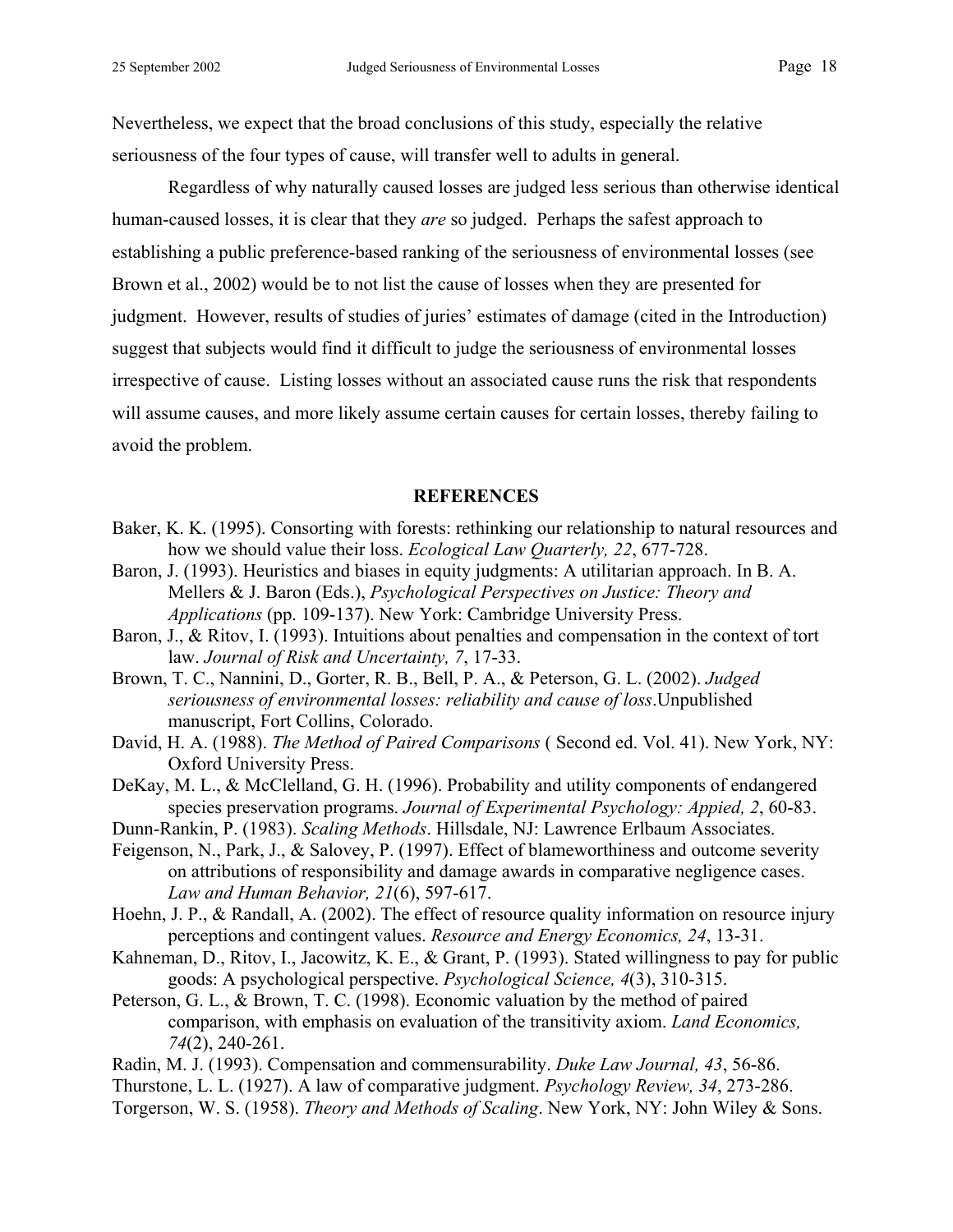Nevertheless, we expect that the broad conclusions of this study, especially the relative seriousness of the four types of cause, will transfer well to adults in general.

Regardless of why naturally caused losses are judged less serious than otherwise identical human-caused losses, it is clear that they *are* so judged. Perhaps the safest approach to establishing a public preference-based ranking of the seriousness of environmental losses (see Brown et al., 2002) would be to not list the cause of losses when they are presented for judgment. However, results of studies of juries' estimates of damage (cited in the Introduction) suggest that subjects would find it difficult to judge the seriousness of environmental losses irrespective of cause. Listing losses without an associated cause runs the risk that respondents will assume causes, and more likely assume certain causes for certain losses, thereby failing to avoid the problem.

## REFERENCES

Baker, K. K. (1995). Consorting with forests: rethinking our relationship to natural resources and how we should value their loss. *Ecological Law Quarterly, 22*, 677-728.

Baron, J. (1993). Heuristics and biases in equity judgments: A utilitarian approach. In B. A. Mellers & J. Baron (Eds.), *Psychological Perspectives on Justice: Theory and Applications* (pp. 109-137). New York: Cambridge University Press.

Baron, J., & Ritov, I. (1993). Intuitions about penalties and compensation in the context of tort law. *Journal of Risk and Uncertainty, 7*, 17-33.

Brown, T. C., Nannini, D., Gorter, R. B., Bell, P. A., & Peterson, G. L. (2002). *Judged seriousness of environmental losses: reliability and cause of loss*.Unpublished manuscript, Fort Collins, Colorado.

David, H. A. (1988). *The Method of Paired Comparisons* ( Second ed. Vol. 41). New York, NY: Oxford University Press.

DeKay, M. L., & McClelland, G. H. (1996). Probability and utility components of endangered species preservation programs. *Journal of Experimental Psychology: Appied, 2*, 60-83.

Dunn-Rankin, P. (1983). *Scaling Methods*. Hillsdale, NJ: Lawrence Erlbaum Associates.

Feigenson, N., Park, J., & Salovey, P. (1997). Effect of blameworthiness and outcome severity on attributions of responsibility and damage awards in comparative negligence cases. *Law and Human Behavior, 21*(6), 597-617.

Hoehn, J. P., & Randall, A. (2002). The effect of resource quality information on resource injury perceptions and contingent values. *Resource and Energy Economics, 24*, 13-31.

Kahneman, D., Ritov, I., Jacowitz, K. E., & Grant, P. (1993). Stated willingness to pay for public goods: A psychological perspective. *Psychological Science, 4*(3), 310-315.

Peterson, G. L., & Brown, T. C. (1998). Economic valuation by the method of paired comparison, with emphasis on evaluation of the transitivity axiom. *Land Economics, 74*(2), 240-261.

Radin, M. J. (1993). Compensation and commensurability. *Duke Law Journal, 43*, 56-86.

Thurstone, L. L. (1927). A law of comparative judgment. *Psychology Review, 34*, 273-286.

Torgerson, W. S. (1958). *Theory and Methods of Scaling*. New York, NY: John Wiley & Sons.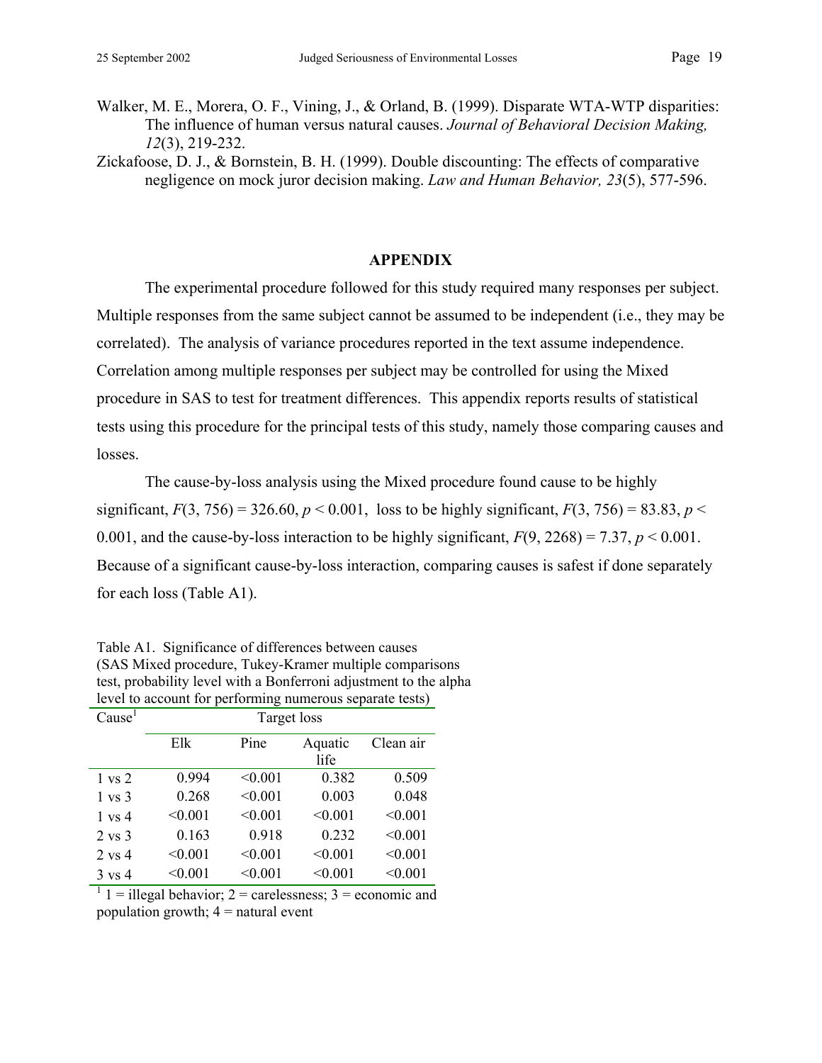Walker, M. E., Morera, O. F., Vining, J., & Orland, B. (1999). Disparate WTA-WTP disparities: The influence of human versus natural causes. *Journal of Behavioral Decision Making, 12*(3), 219-232.

Zickafoose, D. J., & Bornstein, B. H. (1999). Double discounting: The effects of comparative negligence on mock juror decision making. *Law and Human Behavior, 23*(5), 577-596.

## APPENDIX

The experimental procedure followed for this study required many responses per subject. Multiple responses from the same subject cannot be assumed to be independent (i.e., they may be correlated). The analysis of variance procedures reported in the text assume independence. Correlation among multiple responses per subject may be controlled for using the Mixed procedure in SAS to test for treatment differences. This appendix reports results of statistical tests using this procedure for the principal tests of this study, namely those comparing causes and losses.

The cause-by-loss analysis using the Mixed procedure found cause to be highly significant, $F(3, 756) = 326.60$, $p < 0.001$, loss to be highly significant, $F(3, 756) = 83.83$, $p < 0.001$, and the cause-by-loss interaction to be highly significant, $F(9, 2268) = 7.37$, $p < 0.001$. Because of a significant cause-by-loss interaction, comparing causes is safest if done separately for each loss (Table A1).

Table A1. Significance of differences between causes (SAS Mixed procedure, Tukey-Kramer multiple comparisons test, probability level with a Bonferroni adjustment to the alpha level to account for performing numerous separate tests)

| Cause[1] | Target loss | | | |
|---|---|---|---|---|
| | Elk | Pine | Aquatic life | Clean air |
| 1 vs 2 | 0.994 | <0.001 | 0.382 | 0.509 |
| 1 vs 3 | 0.268 | <0.001 | 0.003 | 0.048 |
| 1 vs 4 | <0.001 | <0.001 | <0.001 | <0.001 |
| 2 vs 3 | 0.163 | 0.918 | 0.232 | <0.001 |
| 2 vs 4 | <0.001 | <0.001 | <0.001 | <0.001 |
| 3 vs 4 | <0.001 | <0.001 | <0.001 | <0.001 |

[1] 1 = illegal behavior; 2 = carelessness; 3 = economic and population growth; 4 = natural event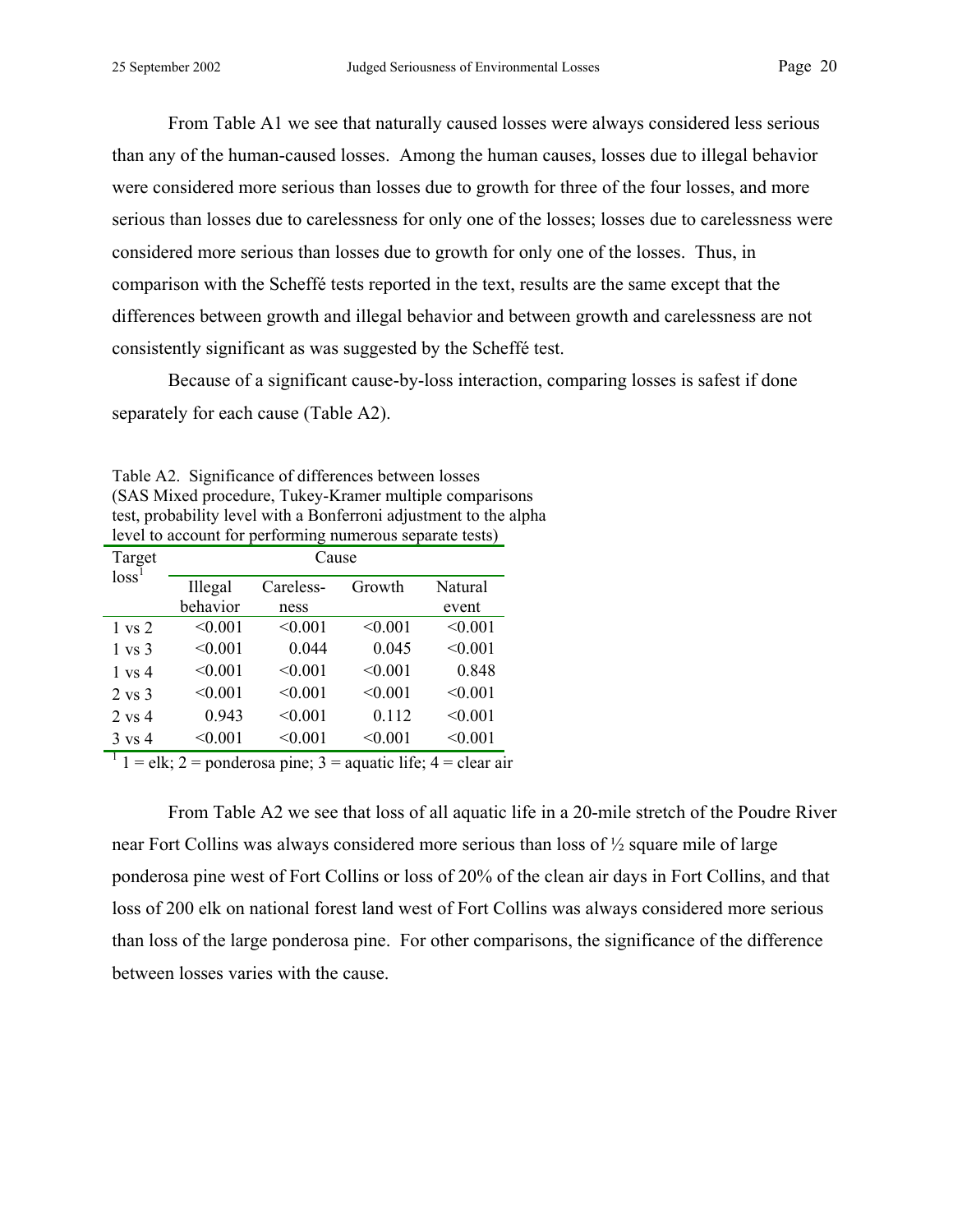From Table A1 we see that naturally caused losses were always considered less serious than any of the human-caused losses. Among the human causes, losses due to illegal behavior were considered more serious than losses due to growth for three of the four losses, and more serious than losses due to carelessness for only one of the losses; losses due to carelessness were considered more serious than losses due to growth for only one of the losses. Thus, in comparison with the Scheffé tests reported in the text, results are the same except that the differences between growth and illegal behavior and between growth and carelessness are not consistently significant as was suggested by the Scheffé test.

Because of a significant cause-by-loss interaction, comparing losses is safest if done separately for each cause (Table A2).

Table A2. Significance of differences between losses (SAS Mixed procedure, Tukey-Kramer multiple comparisons test, probability level with a Bonferroni adjustment to the alpha level to account for performing numerous separate tests)

| Target loss[1] | Cause | | | |
|---|---|---|---|---|
| | Illegal behavior | Careless-ness | Growth | Natural event |
| 1 vs 2 | <0.001 | <0.001 | <0.001 | <0.001 |
| 1 vs 3 | <0.001 | 0.044 | 0.045 | <0.001 |
| 1 vs 4 | <0.001 | <0.001 | <0.001 | 0.848 |
| 2 vs 3 | <0.001 | <0.001 | <0.001 | <0.001 |
| 2 vs 4 | 0.943 | <0.001 | 0.112 | <0.001 |
| 3 vs 4 | <0.001 | <0.001 | <0.001 | <0.001 |

[1] 1 = elk; 2 = ponderosa pine; 3 = aquatic life; 4 = clear air

From Table A2 we see that loss of all aquatic life in a 20-mile stretch of the Poudre River near Fort Collins was always considered more serious than loss of ½ square mile of large ponderosa pine west of Fort Collins or loss of 20% of the clean air days in Fort Collins, and that loss of 200 elk on national forest land west of Fort Collins was always considered more serious than loss of the large ponderosa pine. For other comparisons, the significance of the difference between losses varies with the cause.